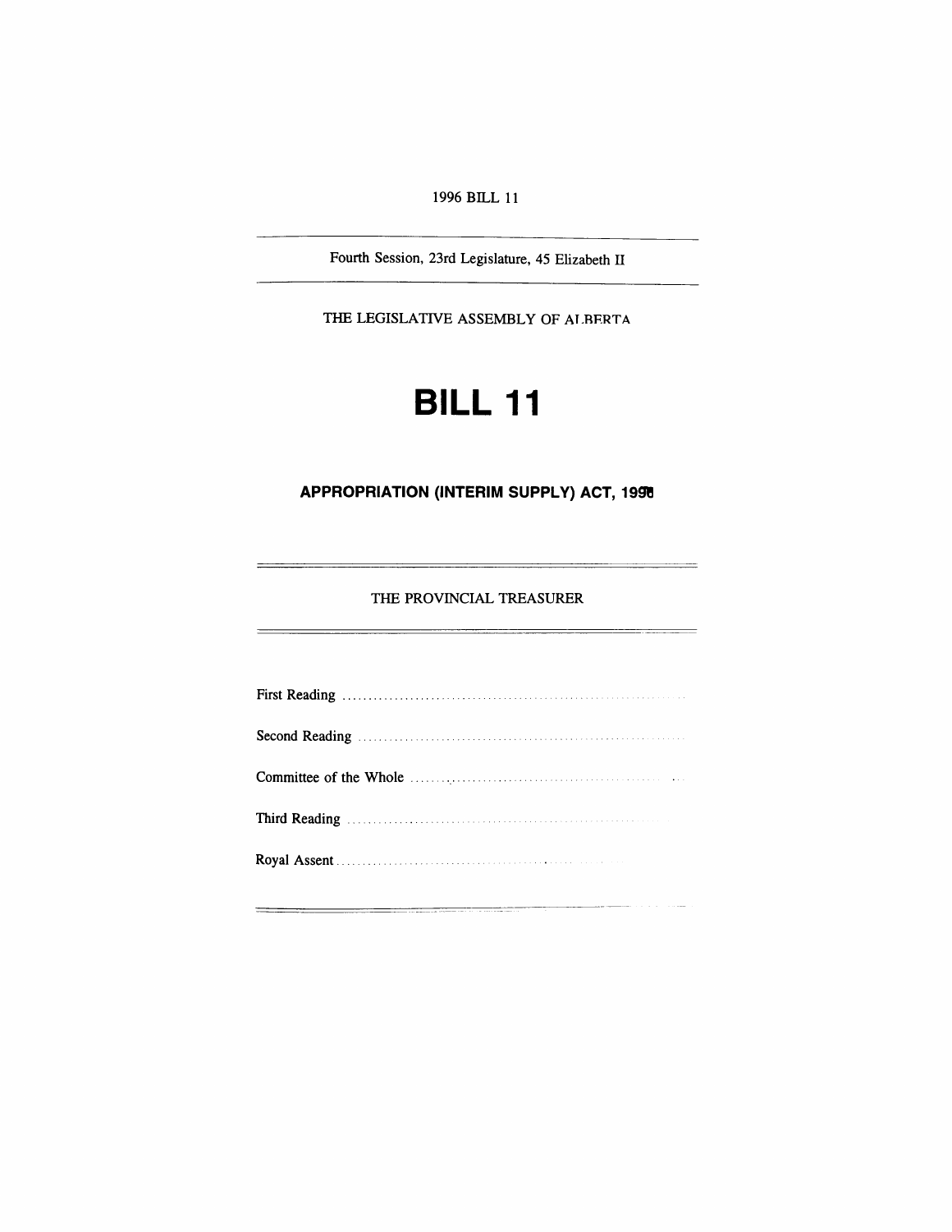1996 BILL 11

---

Fourth Session, 23rd Legislature, 45 Elizabeth II

---

THE LEGISLATIVE ASSEMBLY OF ALBERTA

# BILL 11

## APPROPRIATION (INTERIM SUPPLY) ACT, 1996

---

THE PROVINCIAL TREASURER

---

First Reading ..............................................................................

Second Reading ..........................................................................

Committee of the Whole ..............................................................

Third Reading ..............................................................................

Royal Assent ................................................................................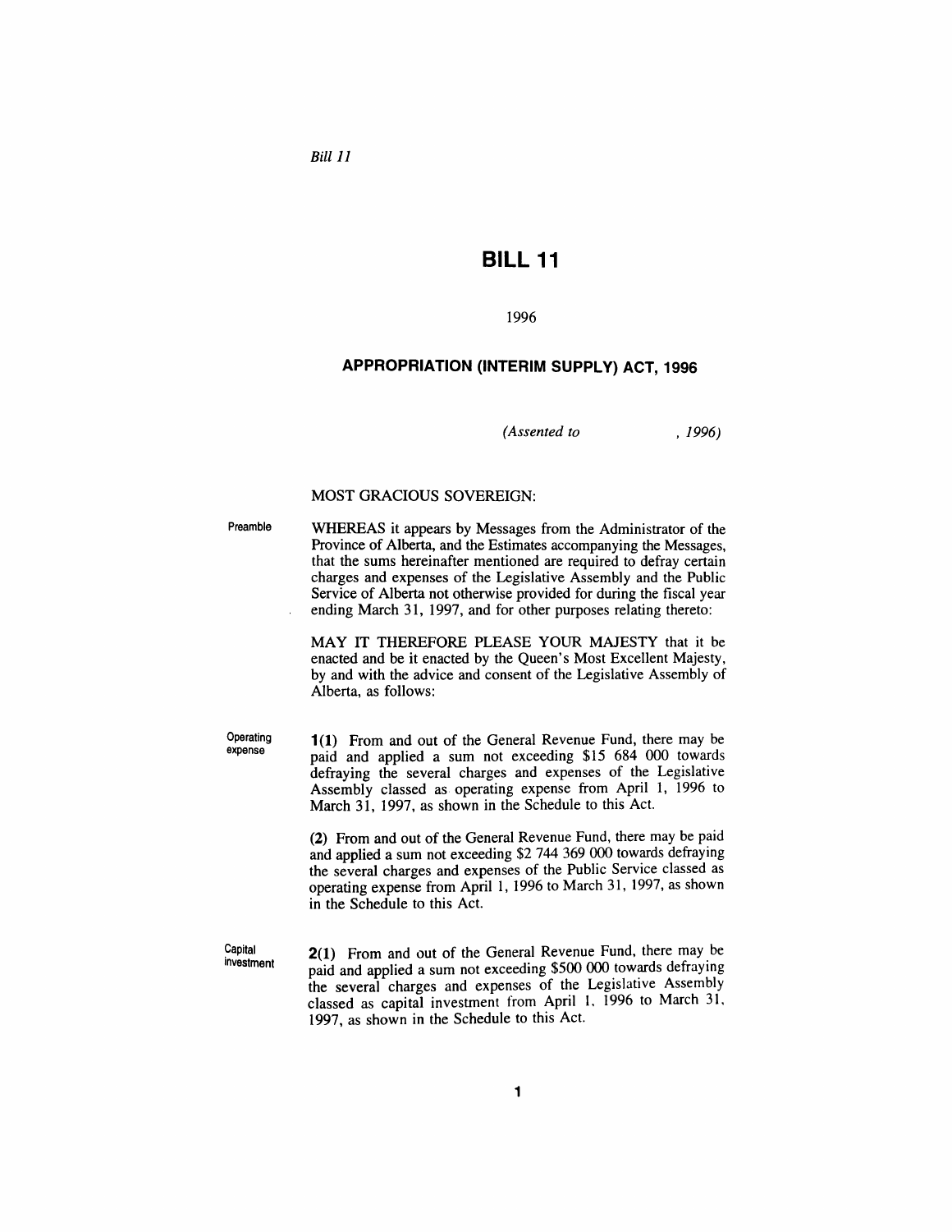*Bill 11*

# BILL 11

1996

## APPROPRIATION (INTERIM SUPPLY) ACT, 1996

*(Assented to , 1996)*

MOST GRACIOUS SOVEREIGN:

Preamble

WHEREAS it appears by Messages from the Administrator of the Province of Alberta, and the Estimates accompanying the Messages, that the sums hereinafter mentioned are required to defray certain charges and expenses of the Legislative Assembly and the Public Service of Alberta not otherwise provided for during the fiscal year ending March 31, 1997, and for other purposes relating thereto:

MAY IT THEREFORE PLEASE YOUR MAJESTY that it be enacted and be it enacted by the Queen's Most Excellent Majesty, by and with the advice and consent of the Legislative Assembly of Alberta, as follows:

Operating expense

**1(1)** From and out of the General Revenue Fund, there may be paid and applied a sum not exceeding $15 684 000 towards defraying the several charges and expenses of the Legislative Assembly classed as operating expense from April 1, 1996 to March 31, 1997, as shown in the Schedule to this Act.

**(2)** From and out of the General Revenue Fund, there may be paid and applied a sum not exceeding $2 744 369 000 towards defraying the several charges and expenses of the Public Service classed as operating expense from April 1, 1996 to March 31, 1997, as shown in the Schedule to this Act.

Capital investment

**2(1)** From and out of the General Revenue Fund, there may be paid and applied a sum not exceeding $500 000 towards defraying the several charges and expenses of the Legislative Assembly classed as capital investment from April 1, 1996 to March 31, 1997, as shown in the Schedule to this Act.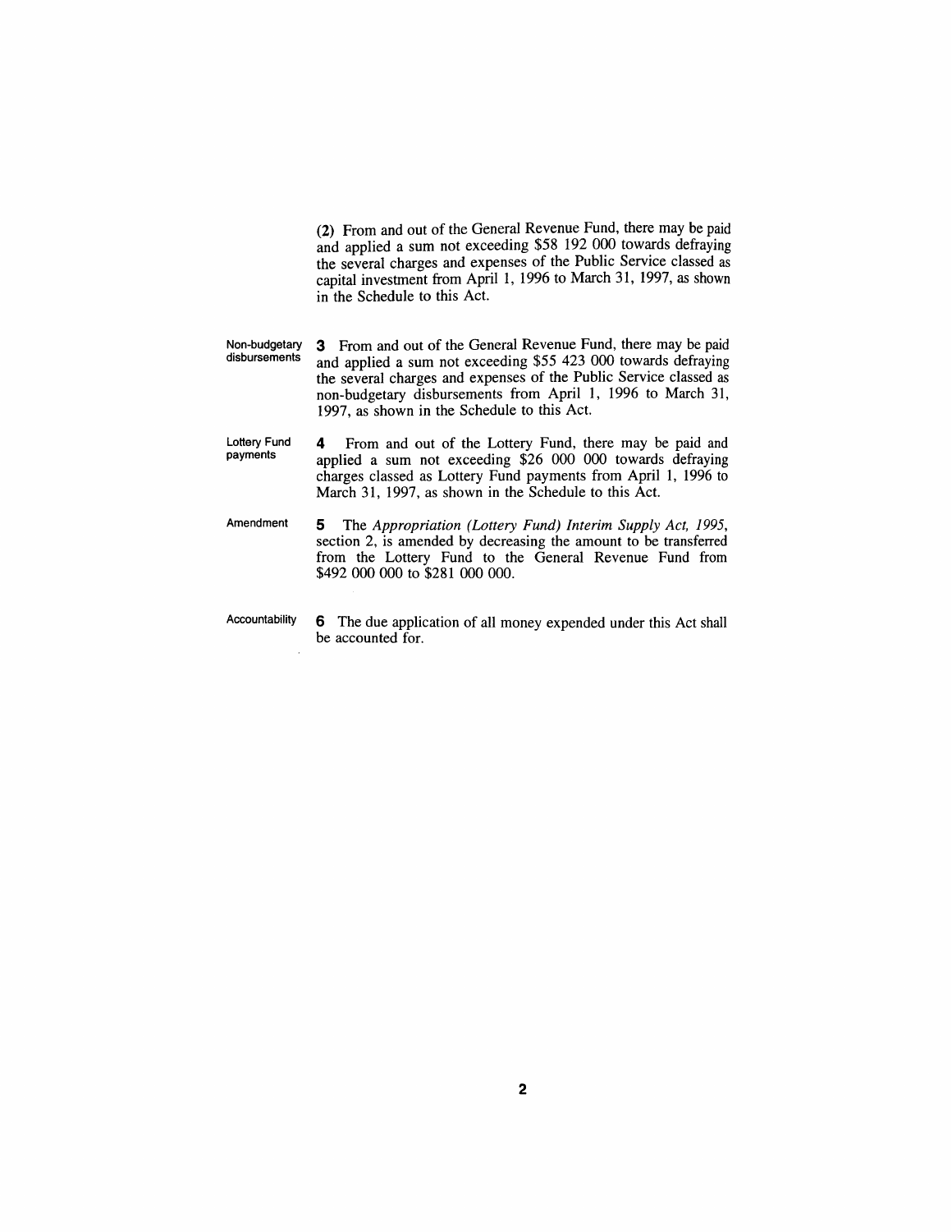(2) From and out of the General Revenue Fund, there may be paid and applied a sum not exceeding $58 192 000 towards defraying the several charges and expenses of the Public Service classed as capital investment from April 1, 1996 to March 31, 1997, as shown in the Schedule to this Act.

Non-budgetary disbursements

**3** From and out of the General Revenue Fund, there may be paid and applied a sum not exceeding $55 423 000 towards defraying the several charges and expenses of the Public Service classed as non-budgetary disbursements from April 1, 1996 to March 31, 1997, as shown in the Schedule to this Act.

Lottery Fund payments

**4** From and out of the Lottery Fund, there may be paid and applied a sum not exceeding $26 000 000 towards defraying charges classed as Lottery Fund payments from April 1, 1996 to March 31, 1997, as shown in the Schedule to this Act.

Amendment

**5** The *Appropriation (Lottery Fund) Interim Supply Act, 1995*, section 2, is amended by decreasing the amount to be transferred from the Lottery Fund to the General Revenue Fund from $492 000 000 to $281 000 000.

Accountability

**6** The due application of all money expended under this Act shall be accounted for.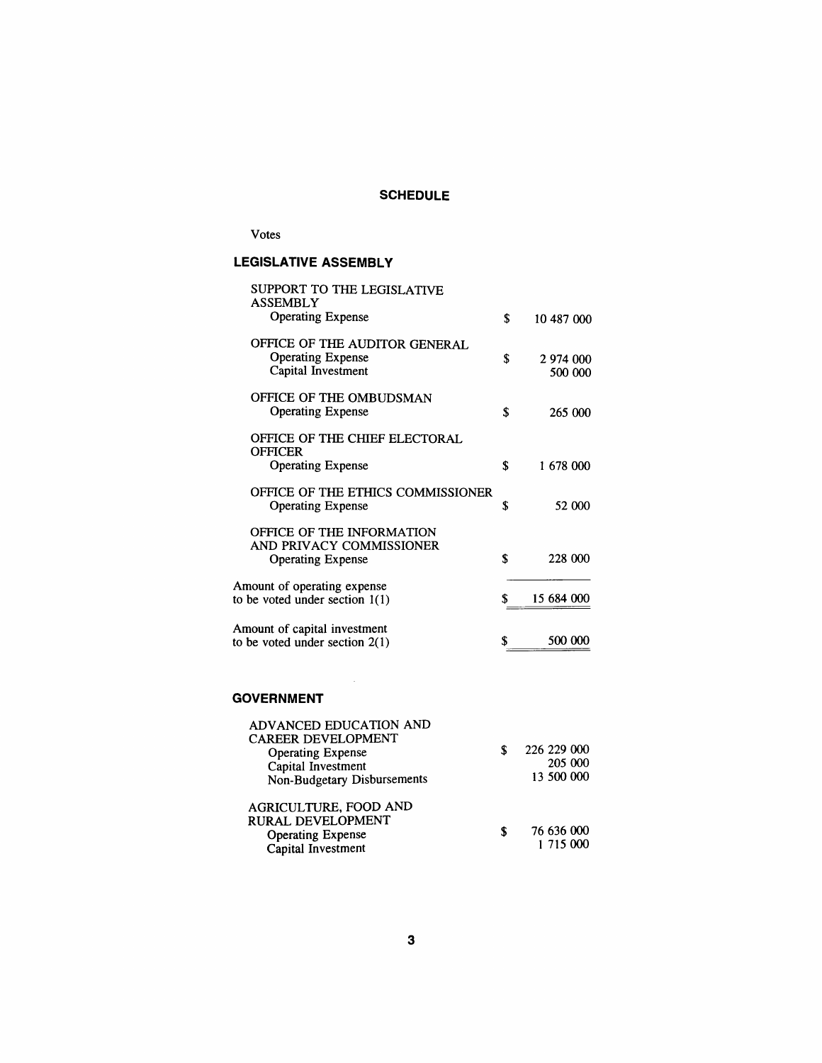## SCHEDULE

Votes

### LEGISLATIVE ASSEMBLY

| | | |
|---|---|---|
| SUPPORT TO THE LEGISLATIVE ASSEMBLY | | |
| Operating Expense | $ | 10 487 000 |
| OFFICE OF THE AUDITOR GENERAL | | |
| Operating Expense | $ | 2 974 000 |
| Capital Investment | | 500 000 |
| OFFICE OF THE OMBUDSMAN | | |
| Operating Expense | $ | 265 000 |
| OFFICE OF THE CHIEF ELECTORAL OFFICER | | |
| Operating Expense | $ | 1 678 000 |
| OFFICE OF THE ETHICS COMMISSIONER | | |
| Operating Expense | $ | 52 000 |
| OFFICE OF THE INFORMATION AND PRIVACY COMMISSIONER | | |
| Operating Expense | $ | 228 000 |
| Amount of operating expense to be voted under section 1(1) | $ | 15 684 000 |
| Amount of capital investment to be voted under section 2(1) | $ | 500 000 |

### GOVERNMENT

| | | |
|---|---|---|
| ADVANCED EDUCATION AND CAREER DEVELOPMENT | | |
| Operating Expense | $ | 226 229 000 |
| Capital Investment | | 205 000 |
| Non-Budgetary Disbursements | | 13 500 000 |
| AGRICULTURE, FOOD AND RURAL DEVELOPMENT | | |
| Operating Expense | $ | 76 636 000 |
| Capital Investment | | 1 715 000 |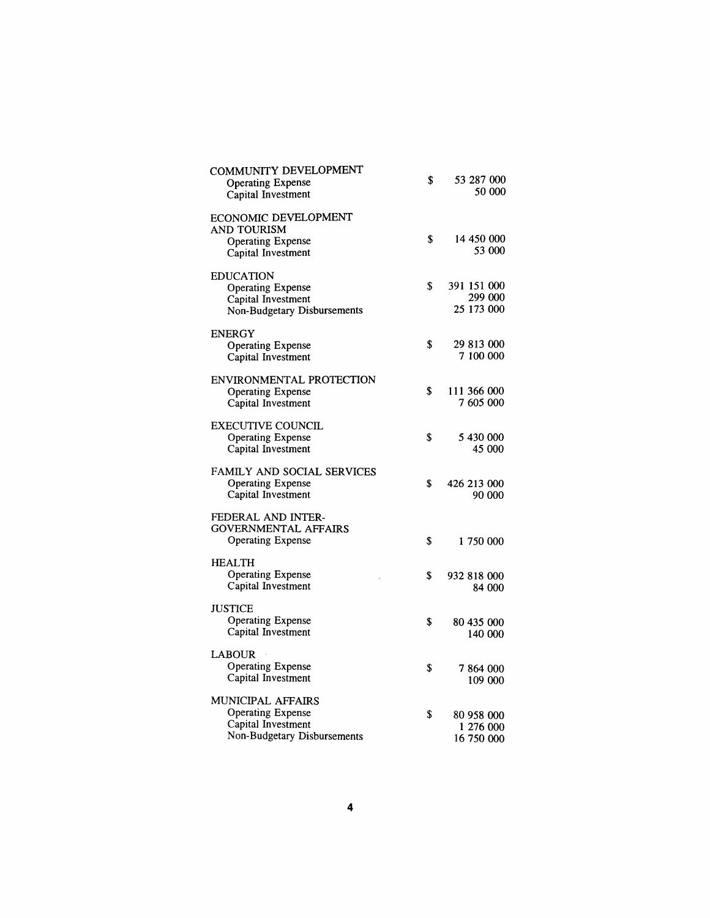| | | |
|---|---|---|
| **COMMUNITY DEVELOPMENT** | | |
| Operating Expense | $ | 53 287 000 |
| Capital Investment | | 50 000 |
| **ECONOMIC DEVELOPMENT AND TOURISM** | | |
| Operating Expense | $ | 14 450 000 |
| Capital Investment | | 53 000 |
| **EDUCATION** | | |
| Operating Expense | $ | 391 151 000 |
| Capital Investment | | 299 000 |
| Non-Budgetary Disbursements | | 25 173 000 |
| **ENERGY** | | |
| Operating Expense | $ | 29 813 000 |
| Capital Investment | | 7 100 000 |
| **ENVIRONMENTAL PROTECTION** | | |
| Operating Expense | $ | 111 366 000 |
| Capital Investment | | 7 605 000 |
| **EXECUTIVE COUNCIL** | | |
| Operating Expense | $ | 5 430 000 |
| Capital Investment | | 45 000 |
| **FAMILY AND SOCIAL SERVICES** | | |
| Operating Expense | $ | 426 213 000 |
| Capital Investment | | 90 000 |
| **FEDERAL AND INTER-GOVERNMENTAL AFFAIRS** | | |
| Operating Expense | $ | 1 750 000 |
| **HEALTH** | | |
| Operating Expense | $ | 932 818 000 |
| Capital Investment | | 84 000 |
| **JUSTICE** | | |
| Operating Expense | $ | 80 435 000 |
| Capital Investment | | 140 000 |
| **LABOUR** | | |
| Operating Expense | $ | 7 864 000 |
| Capital Investment | | 109 000 |
| **MUNICIPAL AFFAIRS** | | |
| Operating Expense | $ | 80 958 000 |
| Capital Investment | | 1 276 000 |
| Non-Budgetary Disbursements | | 16 750 000 |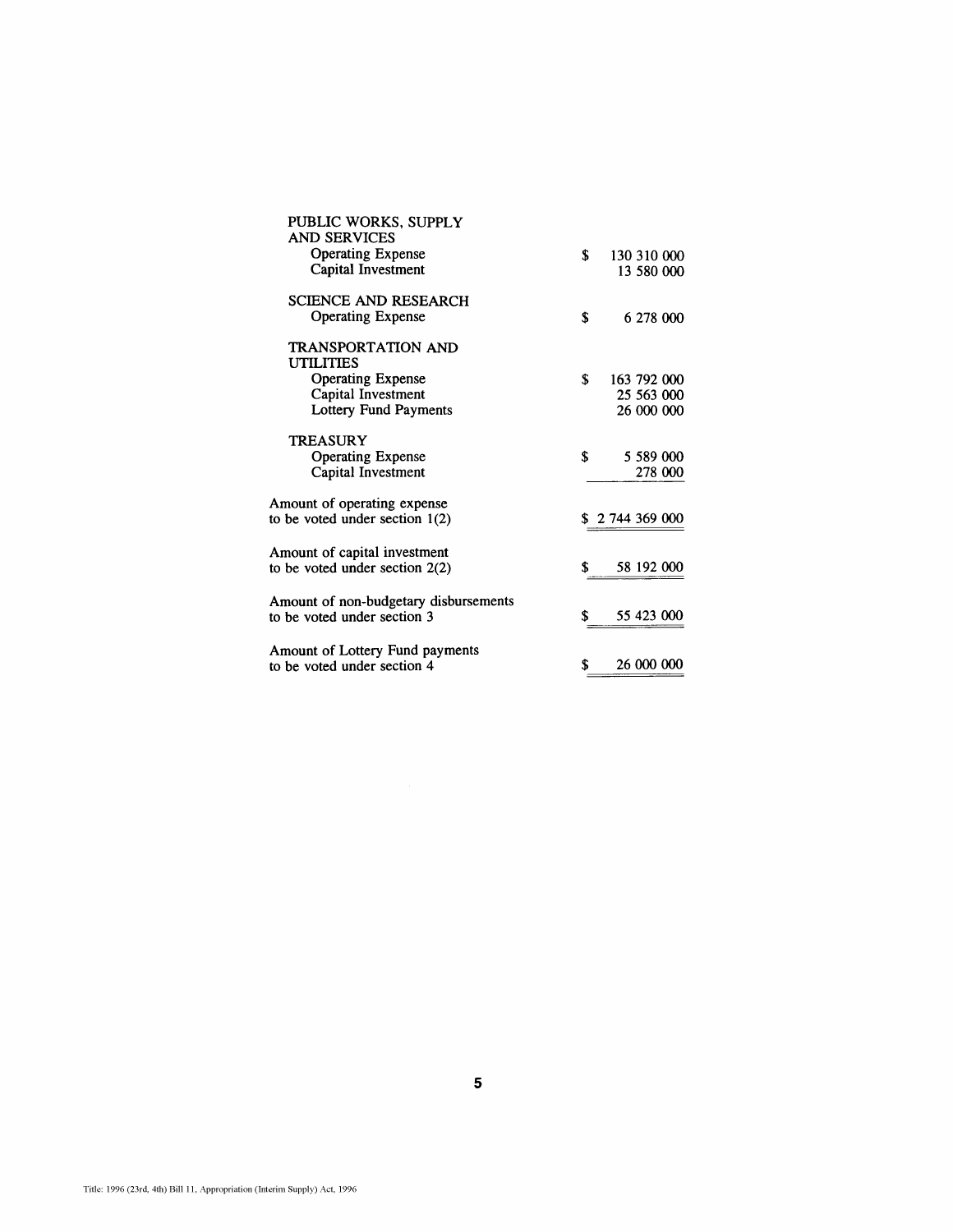| | | |
|---|---|---|
| PUBLIC WORKS, SUPPLY AND SERVICES | | |
| Operating Expense | $ | 130 310 000 |
| Capital Investment | | 13 580 000 |
| SCIENCE AND RESEARCH | | |
| Operating Expense | $ | 6 278 000 |
| TRANSPORTATION AND UTILITIES | | |
| Operating Expense | $ | 163 792 000 |
| Capital Investment | | 25 563 000 |
| Lottery Fund Payments | | 26 000 000 |
| TREASURY | | |
| Operating Expense | $ | 5 589 000 |
| Capital Investment | | 278 000 |
| Amount of operating expense to be voted under section 1(2) | $ | 2 744 369 000 |
| Amount of capital investment to be voted under section 2(2) | $ | 58 192 000 |
| Amount of non-budgetary disbursements to be voted under section 3 | $ | 55 423 000 |
| Amount of Lottery Fund payments to be voted under section 4 | $ | 26 000 000 |

Title: 1996 (23rd, 4th) Bill 11, Appropriation (Interim Supply) Act, 1996